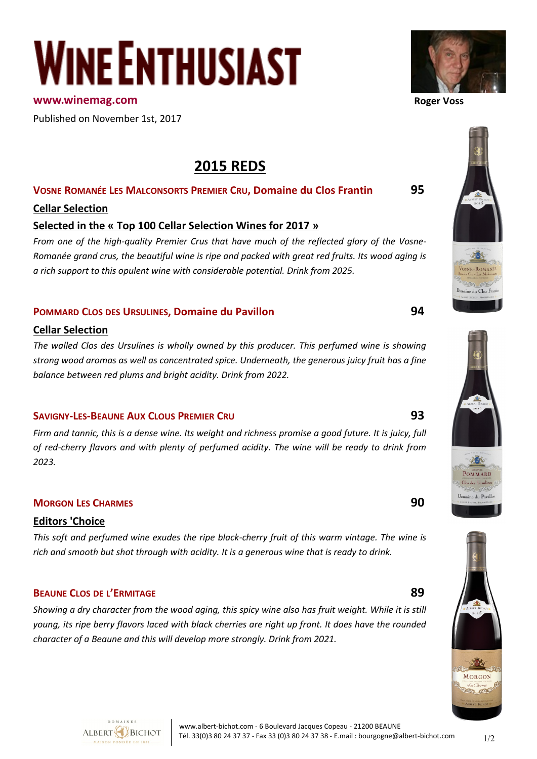# WINE ENTHUSIAST

**www.winemag.com**

Published on November 1st, 2017

**Roger Voss**

## 2015 REDS

### VOSNE ROMANÉE LES MALCONSORTS PREMIER CRU, Domaine du Clos Frantin — 95

**Cellar Selection**

**Selected in the « Top 100 Cellar Selection Wines for 2017 »**

*From one of the high-quality Premier Crus that have much of the reflected glory of the Vosne-Romanée grand crus, the beautiful wine is ripe and packed with great red fruits. Its wood aging is a rich support to this opulent wine with considerable potential. Drink from 2025.*

### POMMARD CLOS DES URSULINES, Domaine du Pavillon — 94

**Cellar Selection**

*The walled Clos des Ursulines is wholly owned by this producer. This perfumed wine is showing strong wood aromas as well as concentrated spice. Underneath, the generous juicy fruit has a fine balance between red plums and bright acidity. Drink from 2022.*

### SAVIGNY-LES-BEAUNE AUX CLOUS PREMIER CRU — 93

*Firm and tannic, this is a dense wine. Its weight and richness promise a good future. It is juicy, full of red-cherry flavors and with plenty of perfumed acidity. The wine will be ready to drink from 2023.*

### MORGON LES CHARMES — 90

**Editors 'Choice**

*This soft and perfumed wine exudes the ripe black-cherry fruit of this warm vintage. The wine is rich and smooth but shot through with acidity. It is a generous wine that is ready to drink.*

### BEAUNE CLOS DE L'ERMITAGE — 89

*Showing a dry character from the wood aging, this spicy wine also has fruit weight. While it is still young, its ripe berry flavors laced with black cherries are right up front. It does have the rounded character of a Beaune and this will develop more strongly. Drink from 2021.*

DOMAINES ALBERT BICHOT — MAISON FONDÉE EN 1831

www.albert-bichot.com - 6 Boulevard Jacques Copeau - 21200 BEAUNE
Tél. 33(0)3 80 24 37 37 - Fax 33 (0)3 80 24 37 38 - E.mail : bourgogne@albert-bichot.com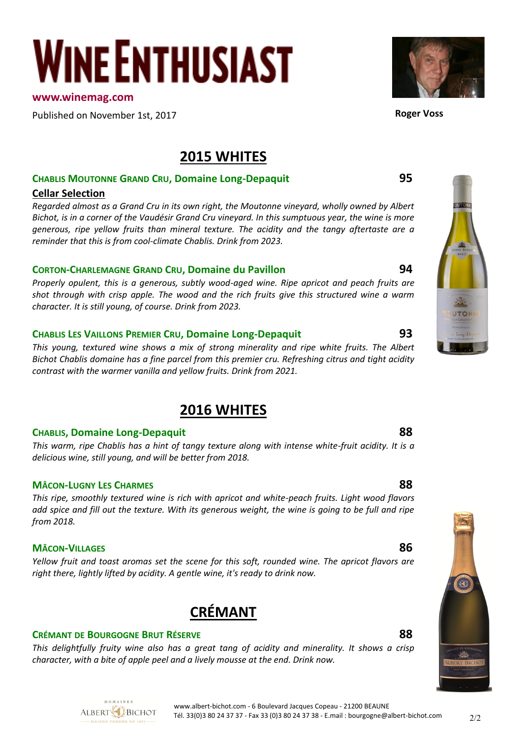# WINE ENTHUSIAST

**www.winemag.com**

Published on November 1st, 2017

**Roger Voss**

## 2015 WHITES

**CHABLIS MOUTONNE GRAND CRU, Domaine Long-Depaquit** **95**

**Cellar Selection**

*Regarded almost as a Grand Cru in its own right, the Moutonne vineyard, wholly owned by Albert Bichot, is in a corner of the Vaudésir Grand Cru vineyard. In this sumptuous year, the wine is more generous, ripe yellow fruits than mineral texture. The acidity and the tangy aftertaste are a reminder that this is from cool-climate Chablis. Drink from 2023.*

**CORTON-CHARLEMAGNE GRAND CRU, Domaine du Pavillon** **94**

*Properly opulent, this is a generous, subtly wood-aged wine. Ripe apricot and peach fruits are shot through with crisp apple. The wood and the rich fruits give this structured wine a warm character. It is still young, of course. Drink from 2023.*

**CHABLIS LES VAILLONS PREMIER CRU, Domaine Long-Depaquit** **93**

*This young, textured wine shows a mix of strong minerality and ripe white fruits. The Albert Bichot Chablis domaine has a fine parcel from this premier cru. Refreshing citrus and tight acidity contrast with the warmer vanilla and yellow fruits. Drink from 2021.*

## 2016 WHITES

**CHABLIS, Domaine Long-Depaquit** **88**

*This warm, ripe Chablis has a hint of tangy texture along with intense white-fruit acidity. It is a delicious wine, still young, and will be better from 2018.*

**MÂCON-LUGNY LES CHARMES** **88**

*This ripe, smoothly textured wine is rich with apricot and white-peach fruits. Light wood flavors add spice and fill out the texture. With its generous weight, the wine is going to be full and ripe from 2018.*

**MÂCON-VILLAGES** **86**

*Yellow fruit and toast aromas set the scene for this soft, rounded wine. The apricot flavors are right there, lightly lifted by acidity. A gentle wine, it's ready to drink now.*

## CRÉMANT

**CRÉMANT DE BOURGOGNE BRUT RÉSERVE** **88**

*This delightfully fruity wine also has a great tang of acidity and minerality. It shows a crisp character, with a bite of apple peel and a lively mousse at the end. Drink now.*

DOMAINES ALBERT BICHOT — MAISON FONDÉE EN 1831

www.albert-bichot.com - 6 Boulevard Jacques Copeau - 21200 BEAUNE
Tél. 33(0)3 80 24 37 37 - Fax 33 (0)3 80 24 37 38 - E.mail : bourgogne@albert-bichot.com